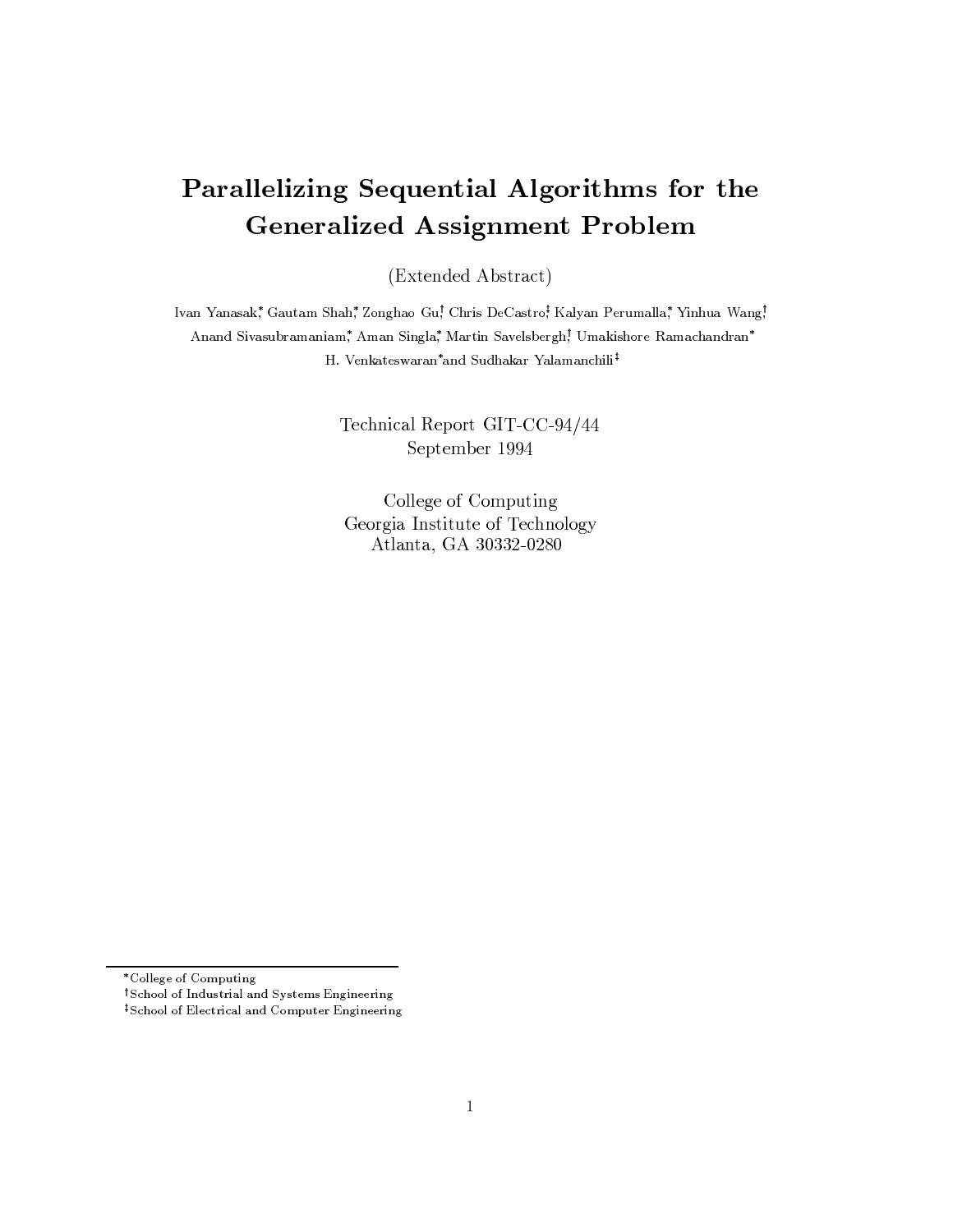# Parallelizing Sequential Algorithms for the Generalized Assignment Problem

(Extended Abstract)

Ivan Yanasak,[*] Gautam Shah,[*] Zonghao Gu,[†] Chris DeCastro,[‡] Kalyan Perumalla,[*] Yinhua Wang,[†] Anand Sivasubramaniam,[*] Aman Singla,[*] Martin Savelsbergh,[†] Umakishore Ramachandran[*] H. Venkateswaran[*] and Sudhakar Yalamanchili[‡]

Technical Report GIT-CC-94/44
September 1994

College of Computing
Georgia Institute of Technology
Atlanta, GA 30332-0280

---

[*] College of Computing
[†] School of Industrial and Systems Engineering
[‡] School of Electrical and Computer Engineering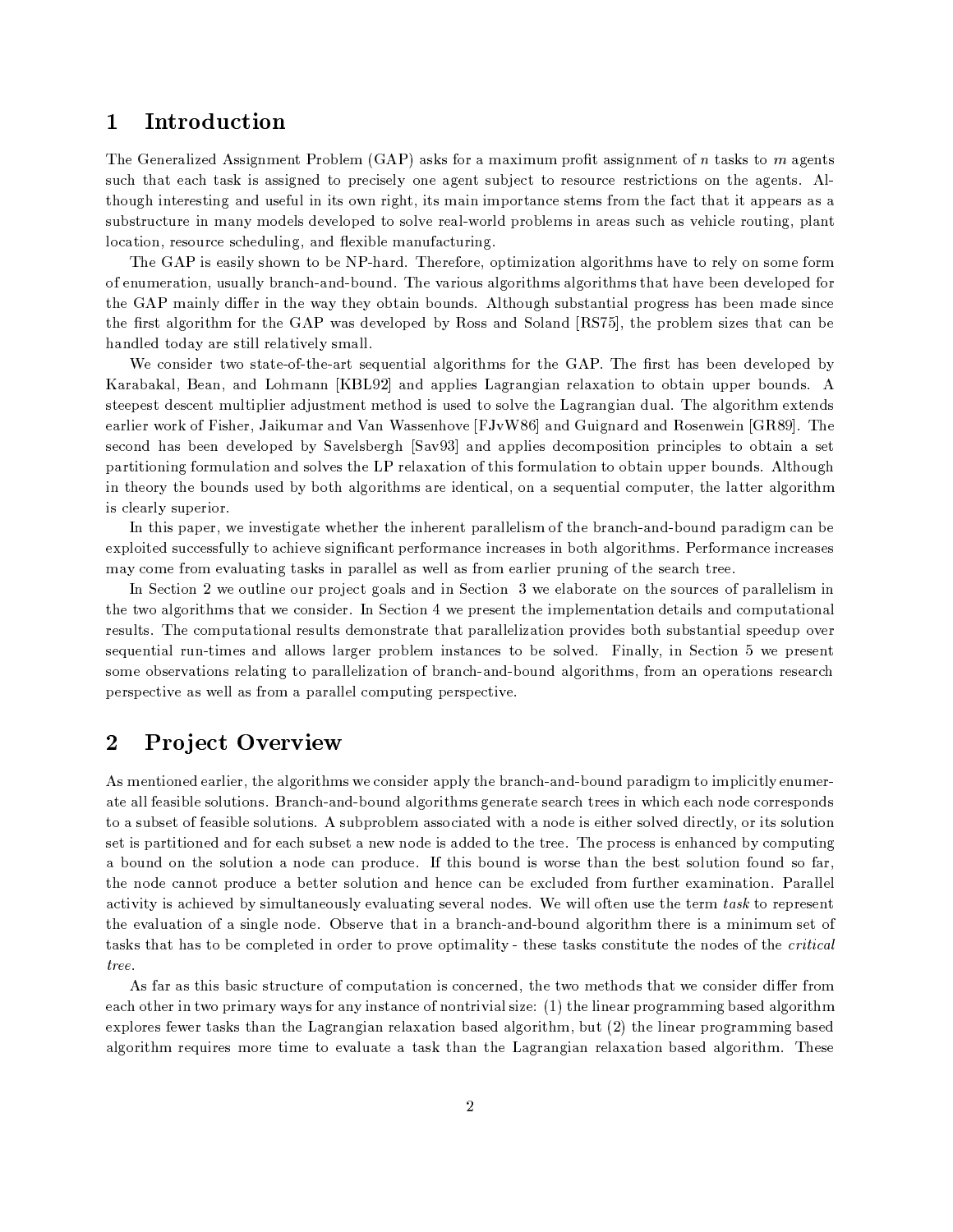## 1 Introduction

The Generalized Assignment Problem (GAP) asks for a maximum profit assignment of $n$ tasks to $m$ agents such that each task is assigned to precisely one agent subject to resource restrictions on the agents. Although interesting and useful in its own right, its main importance stems from the fact that it appears as a substructure in many models developed to solve real-world problems in areas such as vehicle routing, plant location, resource scheduling, and flexible manufacturing.

The GAP is easily shown to be NP-hard. Therefore, optimization algorithms have to rely on some form of enumeration, usually branch-and-bound. The various algorithms algorithms that have been developed for the GAP mainly differ in the way they obtain bounds. Although substantial progress has been made since the first algorithm for the GAP was developed by Ross and Soland [RS75], the problem sizes that can be handled today are still relatively small.

We consider two state-of-the-art sequential algorithms for the GAP. The first has been developed by Karabakal, Bean, and Lohmann [KBL92] and applies Lagrangian relaxation to obtain upper bounds. A steepest descent multiplier adjustment method is used to solve the Lagrangian dual. The algorithm extends earlier work of Fisher, Jaikumar and Van Wassenhove [FJvW86] and Guignard and Rosenwein [GR89]. The second has been developed by Savelsbergh [Sav93] and applies decomposition principles to obtain a set partitioning formulation and solves the LP relaxation of this formulation to obtain upper bounds. Although in theory the bounds used by both algorithms are identical, on a sequential computer, the latter algorithm is clearly superior.

In this paper, we investigate whether the inherent parallelism of the branch-and-bound paradigm can be exploited successfully to achieve significant performance increases in both algorithms. Performance increases may come from evaluating tasks in parallel as well as from earlier pruning of the search tree.

In Section 2 we outline our project goals and in Section 3 we elaborate on the sources of parallelism in the two algorithms that we consider. In Section 4 we present the implementation details and computational results. The computational results demonstrate that parallelization provides both substantial speedup over sequential run-times and allows larger problem instances to be solved. Finally, in Section 5 we present some observations relating to parallelization of branch-and-bound algorithms, from an operations research perspective as well as from a parallel computing perspective.

## 2 Project Overview

As mentioned earlier, the algorithms we consider apply the branch-and-bound paradigm to implicitly enumerate all feasible solutions. Branch-and-bound algorithms generate search trees in which each node corresponds to a subset of feasible solutions. A subproblem associated with a node is either solved directly, or its solution set is partitioned and for each subset a new node is added to the tree. The process is enhanced by computing a bound on the solution a node can produce. If this bound is worse than the best solution found so far, the node cannot produce a better solution and hence can be excluded from further examination. Parallel activity is achieved by simultaneously evaluating several nodes. We will often use the term *task* to represent the evaluation of a single node. Observe that in a branch-and-bound algorithm there is a minimum set of tasks that has to be completed in order to prove optimality - these tasks constitute the nodes of the *critical tree*.

As far as this basic structure of computation is concerned, the two methods that we consider differ from each other in two primary ways for any instance of nontrivial size: (1) the linear programming based algorithm explores fewer tasks than the Lagrangian relaxation based algorithm, but (2) the linear programming based algorithm requires more time to evaluate a task than the Lagrangian relaxation based algorithm. These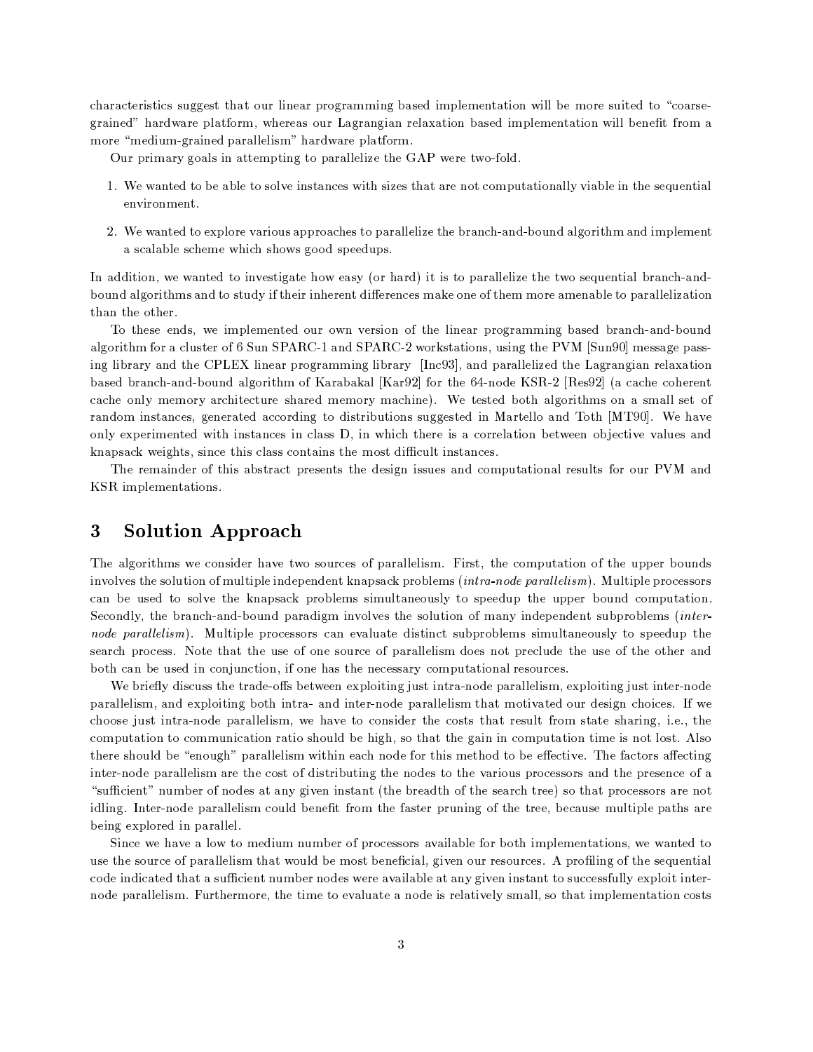characteristics suggest that our linear programming based implementation will be more suited to "coarse-grained" hardware platform, whereas our Lagrangian relaxation based implementation will benefit from a more "medium-grained parallelism" hardware platform.

Our primary goals in attempting to parallelize the GAP were two-fold.

1. We wanted to be able to solve instances with sizes that are not computationally viable in the sequential environment.
2. We wanted to explore various approaches to parallelize the branch-and-bound algorithm and implement a scalable scheme which shows good speedups.

In addition, we wanted to investigate how easy (or hard) it is to parallelize the two sequential branch-and-bound algorithms and to study if their inherent differences make one of them more amenable to parallelization than the other.

To these ends, we implemented our own version of the linear programming based branch-and-bound algorithm for a cluster of 6 Sun SPARC-1 and SPARC-2 workstations, using the PVM [Sun90] message passing library and the CPLEX linear programming library [Inc93], and parallelized the Lagrangian relaxation based branch-and-bound algorithm of Karabakal [Kar92] for the 64-node KSR-2 [Res92] (a cache coherent cache only memory architecture shared memory machine). We tested both algorithms on a small set of random instances, generated according to distributions suggested in Martello and Toth [MT90]. We have only experimented with instances in class D, in which there is a correlation between objective values and knapsack weights, since this class contains the most difficult instances.

The remainder of this abstract presents the design issues and computational results for our PVM and KSR implementations.

# 3 Solution Approach

The algorithms we consider have two sources of parallelism. First, the computation of the upper bounds involves the solution of multiple independent knapsack problems (*intra-node parallelism*). Multiple processors can be used to solve the knapsack problems simultaneously to speedup the upper bound computation. Secondly, the branch-and-bound paradigm involves the solution of many independent subproblems (*inter-node parallelism*). Multiple processors can evaluate distinct subproblems simultaneously to speedup the search process. Note that the use of one source of parallelism does not preclude the use of the other and both can be used in conjunction, if one has the necessary computational resources.

We briefly discuss the trade-offs between exploiting just intra-node parallelism, exploiting just inter-node parallelism, and exploiting both intra- and inter-node parallelism that motivated our design choices. If we choose just intra-node parallelism, we have to consider the costs that result from state sharing, i.e., the computation to communication ratio should be high, so that the gain in computation time is not lost. Also there should be "enough" parallelism within each node for this method to be effective. The factors affecting inter-node parallelism are the cost of distributing the nodes to the various processors and the presence of a "sufficient" number of nodes at any given instant (the breadth of the search tree) so that processors are not idling. Inter-node parallelism could benefit from the faster pruning of the tree, because multiple paths are being explored in parallel.

Since we have a low to medium number of processors available for both implementations, we wanted to use the source of parallelism that would be most beneficial, given our resources. A profiling of the sequential code indicated that a sufficient number nodes were available at any given instant to successfully exploit inter-node parallelism. Furthermore, the time to evaluate a node is relatively small, so that implementation costs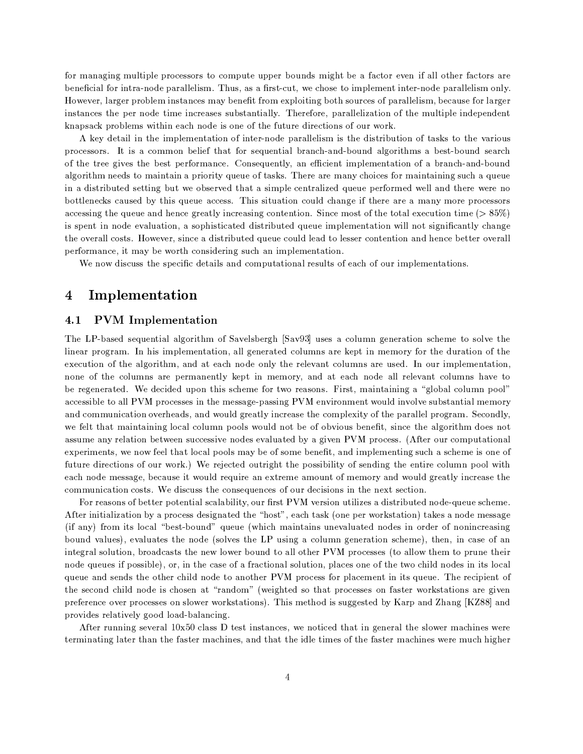for managing multiple processors to compute upper bounds might be a factor even if all other factors are beneficial for intra-node parallelism. Thus, as a first-cut, we chose to implement inter-node parallelism only. However, larger problem instances may benefit from exploiting both sources of parallelism, because for larger instances the per node time increases substantially. Therefore, parallelization of the multiple independent knapsack problems within each node is one of the future directions of our work.

A key detail in the implementation of inter-node parallelism is the distribution of tasks to the various processors. It is a common belief that for sequential branch-and-bound algorithms a best-bound search of the tree gives the best performance. Consequently, an efficient implementation of a branch-and-bound algorithm needs to maintain a priority queue of tasks. There are many choices for maintaining such a queue in a distributed setting but we observed that a simple centralized queue performed well and there were no bottlenecks caused by this queue access. This situation could change if there are a many more processors accessing the queue and hence greatly increasing contention. Since most of the total execution time ($> 85\%$) is spent in node evaluation, a sophisticated distributed queue implementation will not significantly change the overall costs. However, since a distributed queue could lead to lesser contention and hence better overall performance, it may be worth considering such an implementation.

We now discuss the specific details and computational results of each of our implementations.

# 4 Implementation

## 4.1 PVM Implementation

The LP-based sequential algorithm of Savelsbergh [Sav93] uses a column generation scheme to solve the linear program. In his implementation, all generated columns are kept in memory for the duration of the execution of the algorithm, and at each node only the relevant columns are used. In our implementation, none of the columns are permanently kept in memory, and at each node all relevant columns have to be regenerated. We decided upon this scheme for two reasons. First, maintaining a "global column pool" accessible to all PVM processes in the message-passing PVM environment would involve substantial memory and communication overheads, and would greatly increase the complexity of the parallel program. Secondly, we felt that maintaining local column pools would not be of obvious benefit, since the algorithm does not assume any relation between successive nodes evaluated by a given PVM process. (After our computational experiments, we now feel that local pools may be of some benefit, and implementing such a scheme is one of future directions of our work.) We rejected outright the possibility of sending the entire column pool with each node message, because it would require an extreme amount of memory and would greatly increase the communication costs. We discuss the consequences of our decisions in the next section.

For reasons of better potential scalability, our first PVM version utilizes a distributed node-queue scheme. After initialization by a process designated the "host", each task (one per workstation) takes a node message (if any) from its local "best-bound" queue (which maintains unevaluated nodes in order of nonincreasing bound values), evaluates the node (solves the LP using a column generation scheme), then, in case of an integral solution, broadcasts the new lower bound to all other PVM processes (to allow them to prune their node queues if possible), or, in the case of a fractional solution, places one of the two child nodes in its local queue and sends the other child node to another PVM process for placement in its queue. The recipient of the second child node is chosen at "random" (weighted so that processes on faster workstations are given preference over processes on slower workstations). This method is suggested by Karp and Zhang [KZ88] and provides relatively good load-balancing.

After running several 10x50 class D test instances, we noticed that in general the slower machines were terminating later than the faster machines, and that the idle times of the faster machines were much higher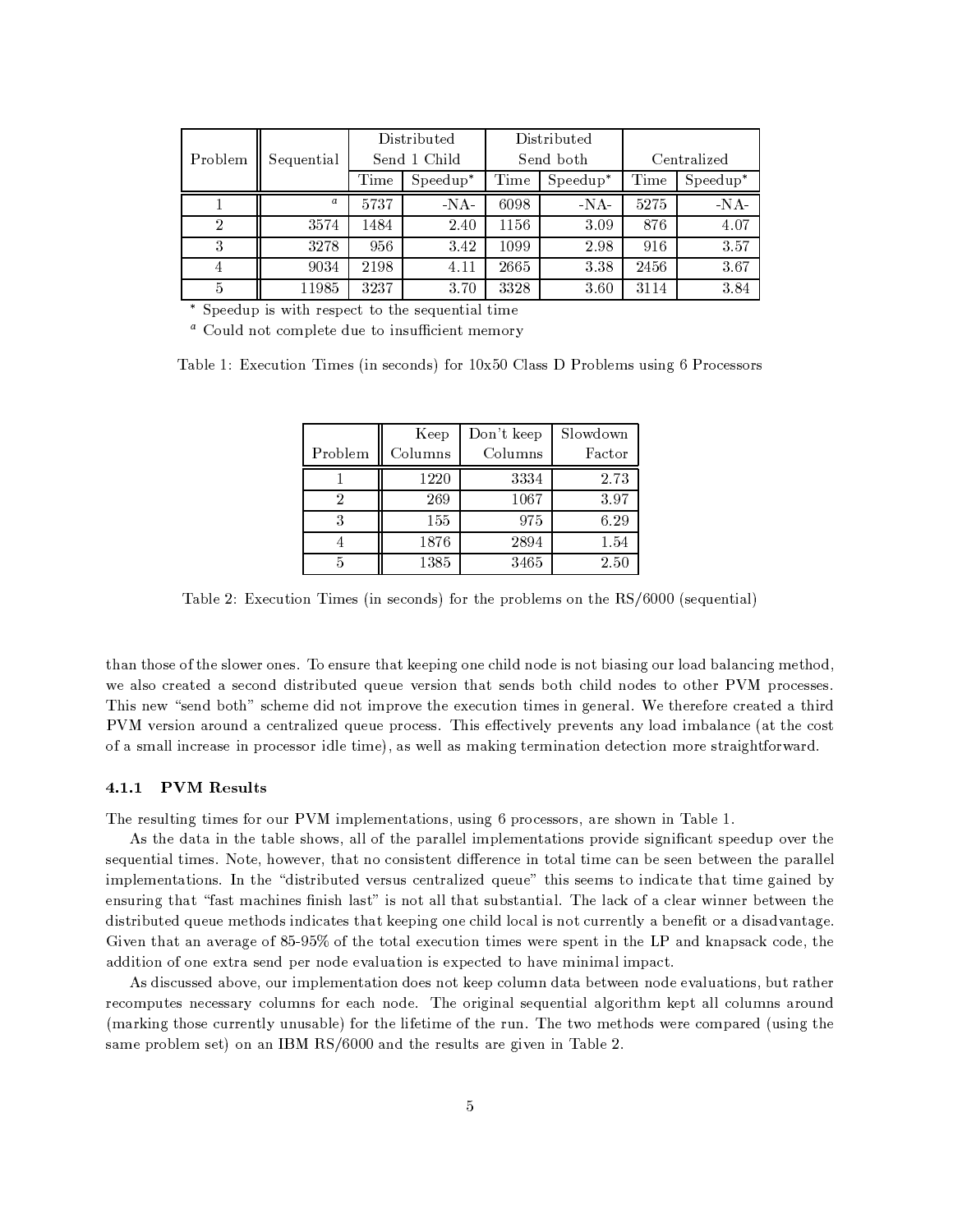| Problem | Sequential | Distributed Send 1 Child | | Distributed Send both | | Centralized | |
|---|---|---|---|---|---|---|---|
| | | Time | Speedup* | Time | Speedup* | Time | Speedup* |
| 1 | [a] | 5737 | -NA- | 6098 | -NA- | 5275 | -NA- |
| 2 | 3574 | 1484 | 2.40 | 1156 | 3.09 | 876 | 4.07 |
| 3 | 3278 | 956 | 3.42 | 1099 | 2.98 | 916 | 3.57 |
| 4 | 9034 | 2198 | 4.11 | 2665 | 3.38 | 2456 | 3.67 |
| 5 | 11985 | 3237 | 3.70 | 3328 | 3.60 | 3114 | 3.84 |

* Speedup is with respect to the sequential time

[a] Could not complete due to insufficient memory

Table 1: Execution Times (in seconds) for 10x50 Class D Problems using 6 Processors

| Problem | Keep Columns | Don't keep Columns | Slowdown Factor |
|---|---|---|---|
| 1 | 1220 | 3334 | 2.73 |
| 2 | 269 | 1067 | 3.97 |
| 3 | 155 | 975 | 6.29 |
| 4 | 1876 | 2894 | 1.54 |
| 5 | 1385 | 3465 | 2.50 |

Table 2: Execution Times (in seconds) for the problems on the RS/6000 (sequential)

than those of the slower ones. To ensure that keeping one child node is not biasing our load balancing method, we also created a second distributed queue version that sends both child nodes to other PVM processes. This new "send both" scheme did not improve the execution times in general. We therefore created a third PVM version around a centralized queue process. This effectively prevents any load imbalance (at the cost of a small increase in processor idle time), as well as making termination detection more straightforward.

#### 4.1.1 PVM Results

The resulting times for our PVM implementations, using 6 processors, are shown in Table 1.

As the data in the table shows, all of the parallel implementations provide significant speedup over the sequential times. Note, however, that no consistent difference in total time can be seen between the parallel implementations. In the "distributed versus centralized queue" this seems to indicate that time gained by ensuring that "fast machines finish last" is not all that substantial. The lack of a clear winner between the distributed queue methods indicates that keeping one child local is not currently a benefit or a disadvantage. Given that an average of 85-95% of the total execution times were spent in the LP and knapsack code, the addition of one extra send per node evaluation is expected to have minimal impact.

As discussed above, our implementation does not keep column data between node evaluations, but rather recomputes necessary columns for each node. The original sequential algorithm kept all columns around (marking those currently unusable) for the lifetime of the run. The two methods were compared (using the same problem set) on an IBM RS/6000 and the results are given in Table 2.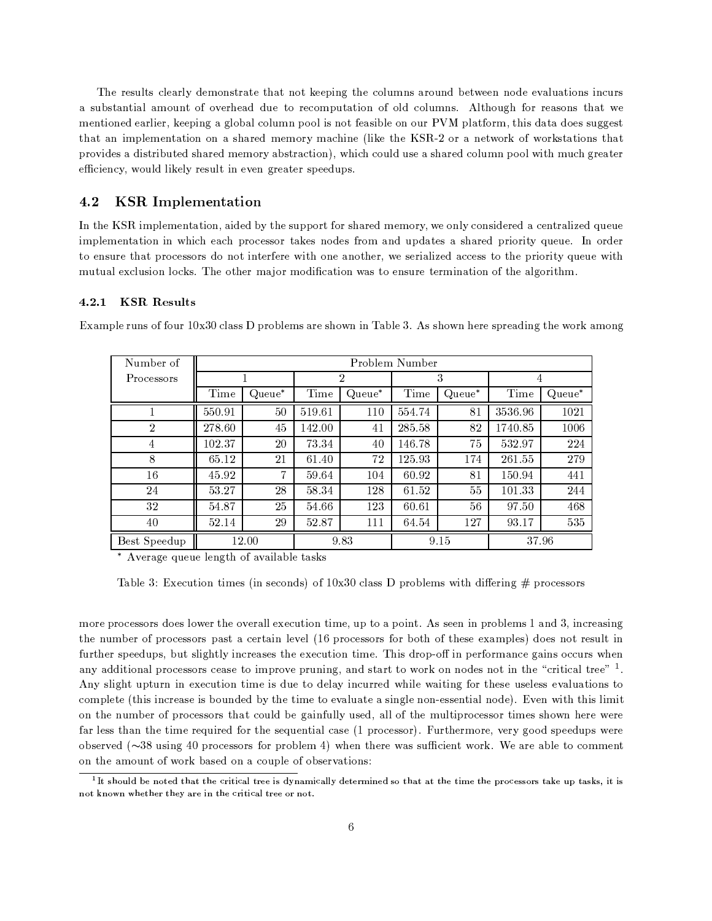The results clearly demonstrate that not keeping the columns around between node evaluations incurs a substantial amount of overhead due to recomputation of old columns. Although for reasons that we mentioned earlier, keeping a global column pool is not feasible on our PVM platform, this data does suggest that an implementation on a shared memory machine (like the KSR-2 or a network of workstations that provides a distributed shared memory abstraction), which could use a shared column pool with much greater efficiency, would likely result in even greater speedups.

## 4.2 KSR Implementation

In the KSR implementation, aided by the support for shared memory, we only considered a centralized queue implementation in which each processor takes nodes from and updates a shared priority queue. In order to ensure that processors do not interfere with one another, we serialized access to the priority queue with mutual exclusion locks. The other major modification was to ensure termination of the algorithm.

### 4.2.1 KSR Results

Example runs of four 10x30 class D problems are shown in Table 3. As shown here spreading the work among more processors does lower the overall execution time, up to a point. As seen in problems 1 and 3, increasing the number of processors past a certain level (16 processors for both of these examples) does not result in further speedups, but slightly increases the execution time. This drop-off in performance gains occurs when any additional processors cease to improve pruning, and start to work on nodes not in the "critical tree" [1]. Any slight upturn in execution time is due to delay incurred while waiting for these useless evaluations to complete (this increase is bounded by the time to evaluate a single non-essential node). Even with this limit on the number of processors that could be gainfully used, all of the multiprocessor times shown here were far less than the time required for the sequential case (1 processor). Furthermore, very good speedups were observed (~38 using 40 processors for problem 4) when there was sufficient work. We are able to comment on the amount of work based on a couple of observations:

| Number of Processors | Problem Number | | | | | | | |
|---|---|---|---|---|---|---|---|---|
| | 1 | | 2 | | 3 | | 4 | |
| | Time | Queue* | Time | Queue* | Time | Queue* | Time | Queue* |
| 1 | 550.91 | 50 | 519.61 | 110 | 554.74 | 81 | 3536.96 | 1021 |
| 2 | 278.60 | 45 | 142.00 | 41 | 285.58 | 82 | 1740.85 | 1006 |
| 4 | 102.37 | 20 | 73.34 | 40 | 146.78 | 75 | 532.97 | 224 |
| 8 | 65.12 | 21 | 61.40 | 72 | 125.93 | 174 | 261.55 | 279 |
| 16 | 45.92 | 7 | 59.64 | 104 | 60.92 | 81 | 150.94 | 441 |
| 24 | 53.27 | 28 | 58.34 | 128 | 61.52 | 55 | 101.33 | 244 |
| 32 | 54.87 | 25 | 54.66 | 123 | 60.61 | 56 | 97.50 | 468 |
| 40 | 52.14 | 29 | 52.87 | 111 | 64.54 | 127 | 93.17 | 535 |
| Best Speedup | 12.00 | | 9.83 | | 9.15 | | 37.96 | |

* Average queue length of available tasks

Table 3: Execution times (in seconds) of 10x30 class D problems with differing # processors

[1] It should be noted that the critical tree is dynamically determined so that at the time the processors take up tasks, it is not known whether they are in the critical tree or not.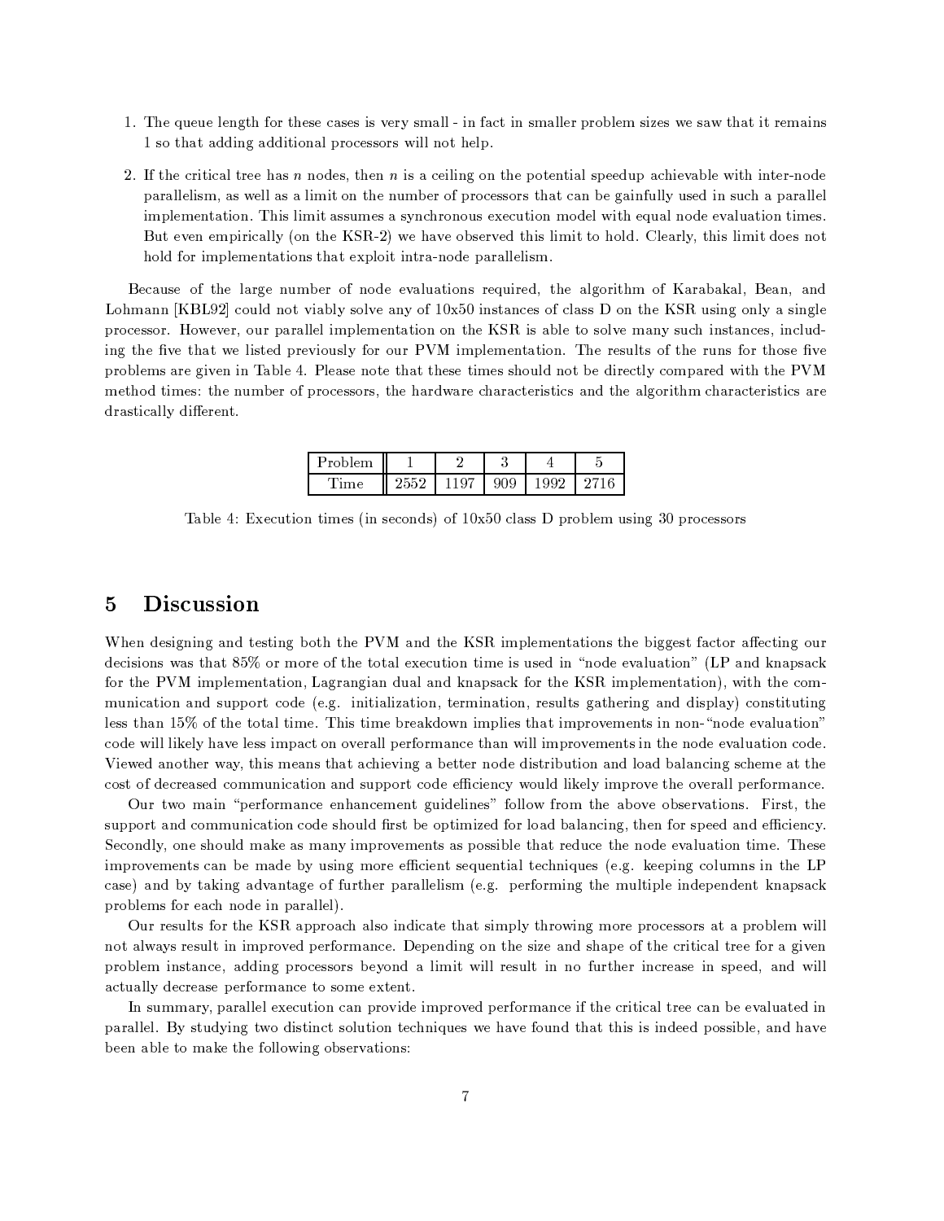1. The queue length for these cases is very small - in fact in smaller problem sizes we saw that it remains 1 so that adding additional processors will not help.

2. If the critical tree has $n$ nodes, then $n$ is a ceiling on the potential speedup achievable with inter-node parallelism, as well as a limit on the number of processors that can be gainfully used in such a parallel implementation. This limit assumes a synchronous execution model with equal node evaluation times. But even empirically (on the KSR-2) we have observed this limit to hold. Clearly, this limit does not hold for implementations that exploit intra-node parallelism.

Because of the large number of node evaluations required, the algorithm of Karabakal, Bean, and Lohmann [KBL92] could not viably solve any of 10x50 instances of class D on the KSR using only a single processor. However, our parallel implementation on the KSR is able to solve many such instances, including the five that we listed previously for our PVM implementation. The results of the runs for those five problems are given in Table 4. Please note that these times should not be directly compared with the PVM method times: the number of processors, the hardware characteristics and the algorithm characteristics are drastically different.

| Problem | 1 | 2 | 3 | 4 | 5 |
|---|---|---|---|---|---|
| Time | 2552 | 1197 | 909 | 1992 | 2716 |

Table 4: Execution times (in seconds) of 10x50 class D problem using 30 processors

## 5 Discussion

When designing and testing both the PVM and the KSR implementations the biggest factor affecting our decisions was that 85% or more of the total execution time is used in "node evaluation" (LP and knapsack for the PVM implementation, Lagrangian dual and knapsack for the KSR implementation), with the communication and support code (e.g. initialization, termination, results gathering and display) constituting less than 15% of the total time. This time breakdown implies that improvements in non-"node evaluation" code will likely have less impact on overall performance than will improvements in the node evaluation code. Viewed another way, this means that achieving a better node distribution and load balancing scheme at the cost of decreased communication and support code efficiency would likely improve the overall performance.

Our two main "performance enhancement guidelines" follow from the above observations. First, the support and communication code should first be optimized for load balancing, then for speed and efficiency. Secondly, one should make as many improvements as possible that reduce the node evaluation time. These improvements can be made by using more efficient sequential techniques (e.g. keeping columns in the LP case) and by taking advantage of further parallelism (e.g. performing the multiple independent knapsack problems for each node in parallel).

Our results for the KSR approach also indicate that simply throwing more processors at a problem will not always result in improved performance. Depending on the size and shape of the critical tree for a given problem instance, adding processors beyond a limit will result in no further increase in speed, and will actually decrease performance to some extent.

In summary, parallel execution can provide improved performance if the critical tree can be evaluated in parallel. By studying two distinct solution techniques we have found that this is indeed possible, and have been able to make the following observations: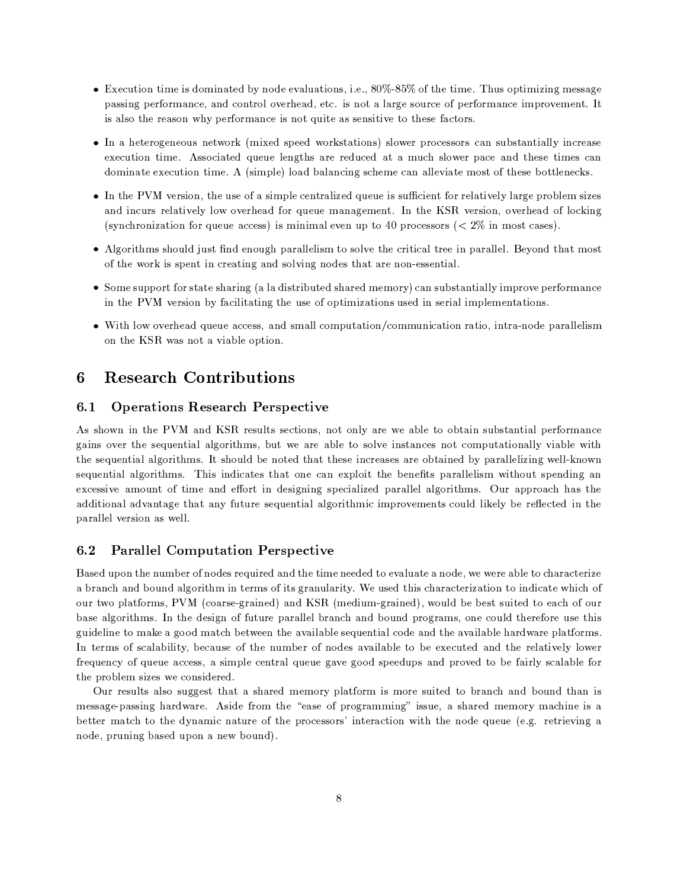- Execution time is dominated by node evaluations, i.e., 80%-85% of the time. Thus optimizing message passing performance, and control overhead, etc. is not a large source of performance improvement. It is also the reason why performance is not quite as sensitive to these factors.
- In a heterogeneous network (mixed speed workstations) slower processors can substantially increase execution time. Associated queue lengths are reduced at a much slower pace and these times can dominate execution time. A (simple) load balancing scheme can alleviate most of these bottlenecks.
- In the PVM version, the use of a simple centralized queue is sufficient for relatively large problem sizes and incurs relatively low overhead for queue management. In the KSR version, overhead of locking (synchronization for queue access) is minimal even up to 40 processors ($< 2\%$ in most cases).
- Algorithms should just find enough parallelism to solve the critical tree in parallel. Beyond that most of the work is spent in creating and solving nodes that are non-essential.
- Some support for state sharing (a la distributed shared memory) can substantially improve performance in the PVM version by facilitating the use of optimizations used in serial implementations.
- With low overhead queue access, and small computation/communication ratio, intra-node parallelism on the KSR was not a viable option.

# 6 Research Contributions

## 6.1 Operations Research Perspective

As shown in the PVM and KSR results sections, not only are we able to obtain substantial performance gains over the sequential algorithms, but we are able to solve instances not computationally viable with the sequential algorithms. It should be noted that these increases are obtained by parallelizing well-known sequential algorithms. This indicates that one can exploit the benefits parallelism without spending an excessive amount of time and effort in designing specialized parallel algorithms. Our approach has the additional advantage that any future sequential algorithmic improvements could likely be reflected in the parallel version as well.

## 6.2 Parallel Computation Perspective

Based upon the number of nodes required and the time needed to evaluate a node, we were able to characterize a branch and bound algorithm in terms of its granularity. We used this characterization to indicate which of our two platforms, PVM (coarse-grained) and KSR (medium-grained), would be best suited to each of our base algorithms. In the design of future parallel branch and bound programs, one could therefore use this guideline to make a good match between the available sequential code and the available hardware platforms. In terms of scalability, because of the number of nodes available to be executed and the relatively lower frequency of queue access, a simple central queue gave good speedups and proved to be fairly scalable for the problem sizes we considered.

Our results also suggest that a shared memory platform is more suited to branch and bound than is message-passing hardware. Aside from the "ease of programming" issue, a shared memory machine is a better match to the dynamic nature of the processors' interaction with the node queue (e.g. retrieving a node, pruning based upon a new bound).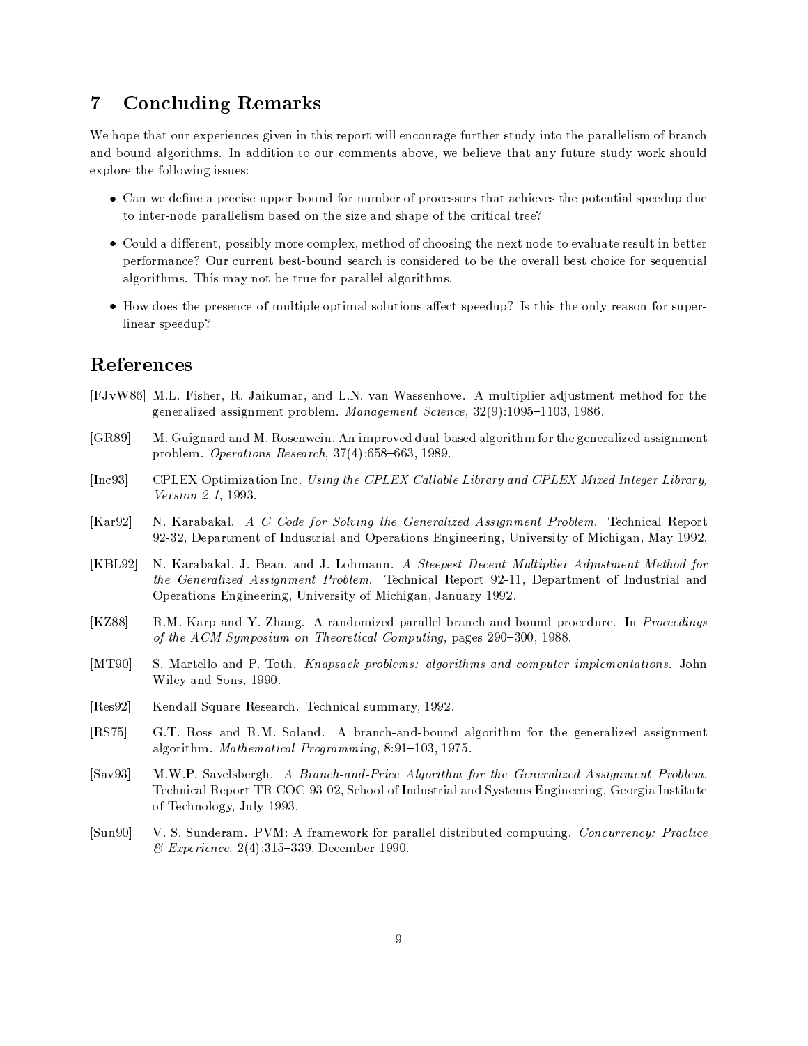## 7 Concluding Remarks

We hope that our experiences given in this report will encourage further study into the parallelism of branch and bound algorithms. In addition to our comments above, we believe that any future study work should explore the following issues:

- Can we define a precise upper bound for number of processors that achieves the potential speedup due to inter-node parallelism based on the size and shape of the critical tree?
- Could a different, possibly more complex, method of choosing the next node to evaluate result in better performance? Our current best-bound search is considered to be the overall best choice for sequential algorithms. This may not be true for parallel algorithms.
- How does the presence of multiple optimal solutions affect speedup? Is this the only reason for super-linear speedup?

## References

[FJvW86] M.L. Fisher, R. Jaikumar, and L.N. van Wassenhove. A multiplier adjustment method for the generalized assignment problem. *Management Science*, 32(9):1095–1103, 1986.

[GR89] M. Guignard and M. Rosenwein. An improved dual-based algorithm for the generalized assignment problem. *Operations Research*, 37(4):658–663, 1989.

[Inc93] CPLEX Optimization Inc. *Using the CPLEX Callable Library and CPLEX Mixed Integer Library, Version 2.1*, 1993.

[Kar92] N. Karabakal. *A C Code for Solving the Generalized Assignment Problem.* Technical Report 92-32, Department of Industrial and Operations Engineering, University of Michigan, May 1992.

[KBL92] N. Karabakal, J. Bean, and J. Lohmann. *A Steepest Decent Multiplier Adjustment Method for the Generalized Assignment Problem.* Technical Report 92-11, Department of Industrial and Operations Engineering, University of Michigan, January 1992.

[KZ88] R.M. Karp and Y. Zhang. A randomized parallel branch-and-bound procedure. In *Proceedings of the ACM Symposium on Theoretical Computing*, pages 290–300, 1988.

[MT90] S. Martello and P. Toth. *Knapsack problems: algorithms and computer implementations.* John Wiley and Sons, 1990.

[Res92] Kendall Square Research. Technical summary, 1992.

[RS75] G.T. Ross and R.M. Soland. A branch-and-bound algorithm for the generalized assignment algorithm. *Mathematical Programming*, 8:91–103, 1975.

[Sav93] M.W.P. Savelsbergh. *A Branch-and-Price Algorithm for the Generalized Assignment Problem.* Technical Report TR COC-93-02, School of Industrial and Systems Engineering, Georgia Institute of Technology, July 1993.

[Sun90] V. S. Sunderam. PVM: A framework for parallel distributed computing. *Concurrency: Practice & Experience*, 2(4):315–339, December 1990.